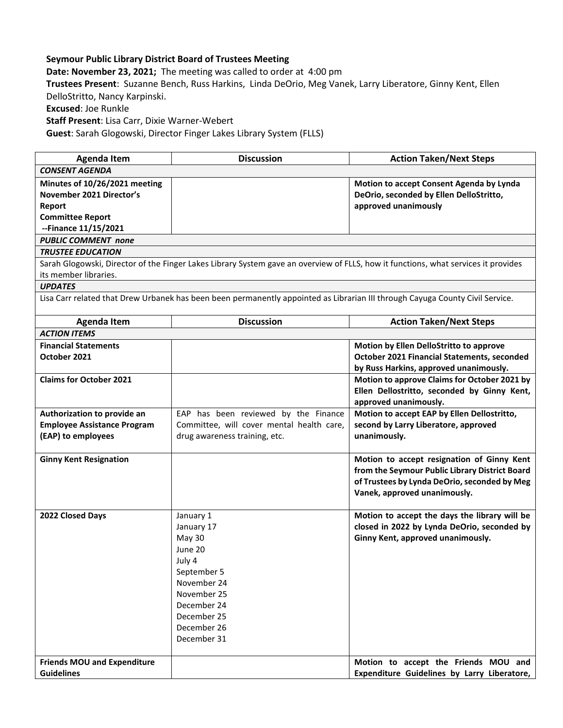**Seymour Public Library District Board of Trustees Meeting**

**Date: November 23, 2021;** The meeting was called to order at 4:00 pm

**Trustees Present**: Suzanne Bench, Russ Harkins, Linda DeOrio, Meg Vanek, Larry Liberatore, Ginny Kent, Ellen DelloStritto, Nancy Karpinski.

**Excused**: Joe Runkle

**Staff Present**: Lisa Carr, Dixie Warner-Webert

**Guest**: Sarah Glogowski, Director Finger Lakes Library System (FLLS)

| Agenda Item | Discussion | Action Taken/Next Steps |
|---|---|---|
| ***CONSENT AGENDA*** | | |
| **Minutes of 10/26/2021 meeting**<br>**November 2021 Director's Report**<br>**Committee Report**<br>**--Finance 11/15/2021** | | **Motion to accept Consent Agenda by Lynda DeOrio, seconded by Ellen DelloStritto, approved unanimously** |
| ***PUBLIC COMMENT none*** | | |
| ***TRUSTEE EDUCATION*** | | |
| Sarah Glogowski, Director of the Finger Lakes Library System gave an overview of FLLS, how it functions, what services it provides its member libraries. | | |
| ***UPDATES*** | | |
| Lisa Carr related that Drew Urbanek has been been permanently appointed as Librarian III through Cayuga County Civil Service. | | |

| Agenda Item | Discussion | Action Taken/Next Steps |
|---|---|---|
| ***ACTION ITEMS*** | | |
| **Financial Statements October 2021** | | **Motion by Ellen DelloStritto to approve October 2021 Financial Statements, seconded by Russ Harkins, approved unanimously.** |
| **Claims for October 2021** | | **Motion to approve Claims for October 2021 by Ellen Dellostritto, seconded by Ginny Kent, approved unanimously.** |
| **Authorization to provide an Employee Assistance Program (EAP) to employees** | EAP has been reviewed by the Finance Committee, will cover mental health care, drug awareness training, etc. | **Motion to accept EAP by Ellen Dellostritto, second by Larry Liberatore, approved unanimously.** |
| **Ginny Kent Resignation** | | **Motion to accept resignation of Ginny Kent from the Seymour Public Library District Board of Trustees by Lynda DeOrio, seconded by Meg Vanek, approved unanimously.** |
| **2022 Closed Days** | January 1<br>January 17<br>May 30<br>June 20<br>July 4<br>September 5<br>November 24<br>November 25<br>December 24<br>December 25<br>December 26<br>December 31 | **Motion to accept the days the library will be closed in 2022 by Lynda DeOrio, seconded by Ginny Kent, approved unanimously.** |
| **Friends MOU and Expenditure Guidelines** | | **Motion to accept the Friends MOU and Expenditure Guidelines by Larry Liberatore,** |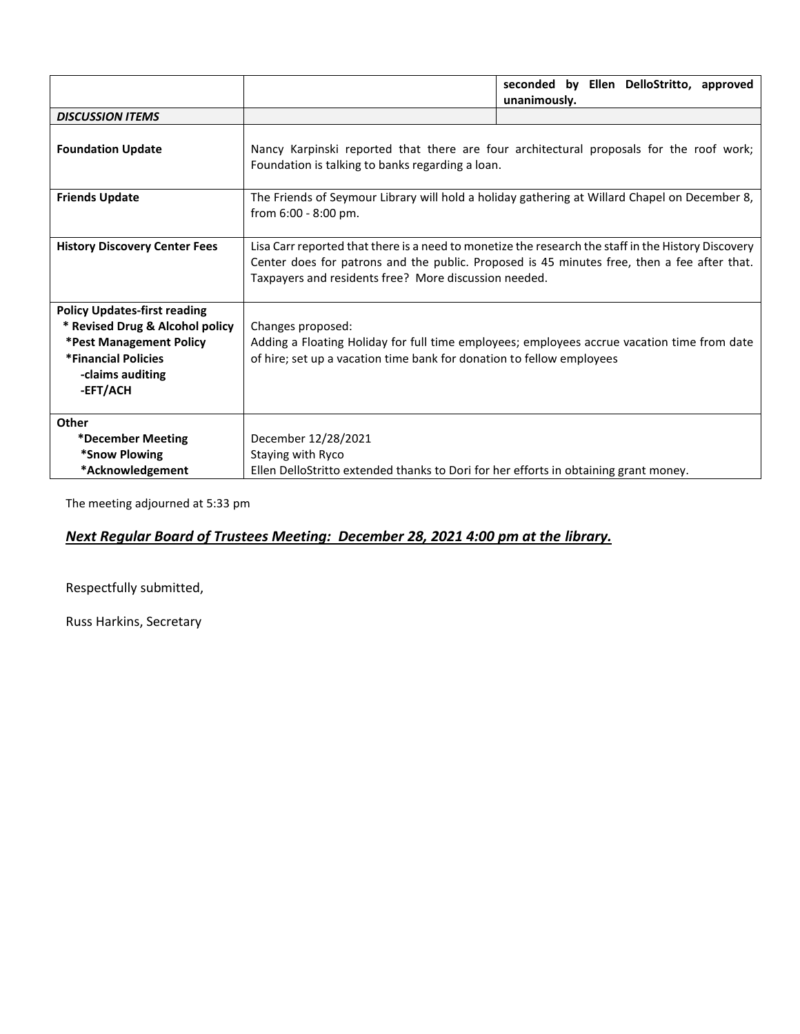| | | |
|---|---|---|
| | | **seconded by Ellen DelloStritto, approved unanimously.** |
| ***DISCUSSION ITEMS*** | | |
| **Foundation Update** | Nancy Karpinski reported that there are four architectural proposals for the roof work; Foundation is talking to banks regarding a loan. | |
| **Friends Update** | The Friends of Seymour Library will hold a holiday gathering at Willard Chapel on December 8, from 6:00 - 8:00 pm. | |
| **History Discovery Center Fees** | Lisa Carr reported that there is a need to monetize the research the staff in the History Discovery Center does for patrons and the public. Proposed is 45 minutes free, then a fee after that. Taxpayers and residents free? More discussion needed. | |
| **Policy Updates-first reading**<br>**\* Revised Drug & Alcohol policy**<br>**\*Pest Management Policy**<br>**\*Financial Policies**<br>**-claims auditing**<br>**-EFT/ACH** | Changes proposed:<br>Adding a Floating Holiday for full time employees; employees accrue vacation time from date of hire; set up a vacation time bank for donation to fellow employees | |
| **Other**<br>**\*December Meeting**<br>**\*Snow Plowing**<br>**\*Acknowledgement** | December 12/28/2021<br>Staying with Ryco<br>Ellen DelloStritto extended thanks to Dori for her efforts in obtaining grant money. | |

The meeting adjourned at 5:33 pm

***Next Regular Board of Trustees Meeting: December 28, 2021 4:00 pm at the library.***

Respectfully submitted,

Russ Harkins, Secretary